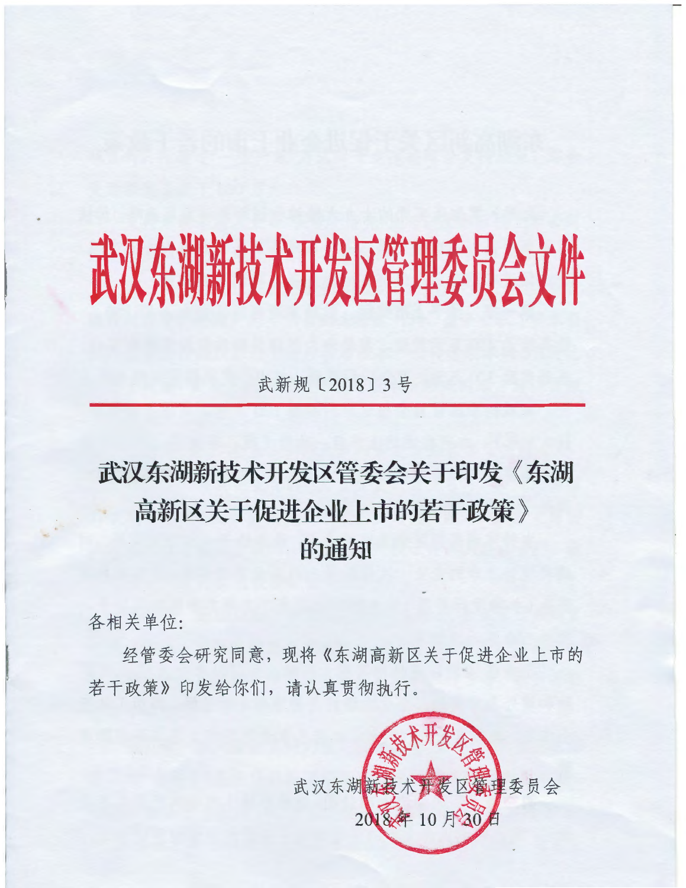# 武汉东湖新技术开发区管理委员会文件

武新规〔2018〕3 号

## 武汉东湖新技术开发区管委会关于印发《东湖高新区关于促进企业上市的若干政策》的通知

各相关单位:

经管委会研究同意，现将《东湖高新区关于促进企业上市的若干政策》印发给你们，请认真贯彻执行。

武汉东湖新技术开发区管理委员会

2018 年 10 月 30 日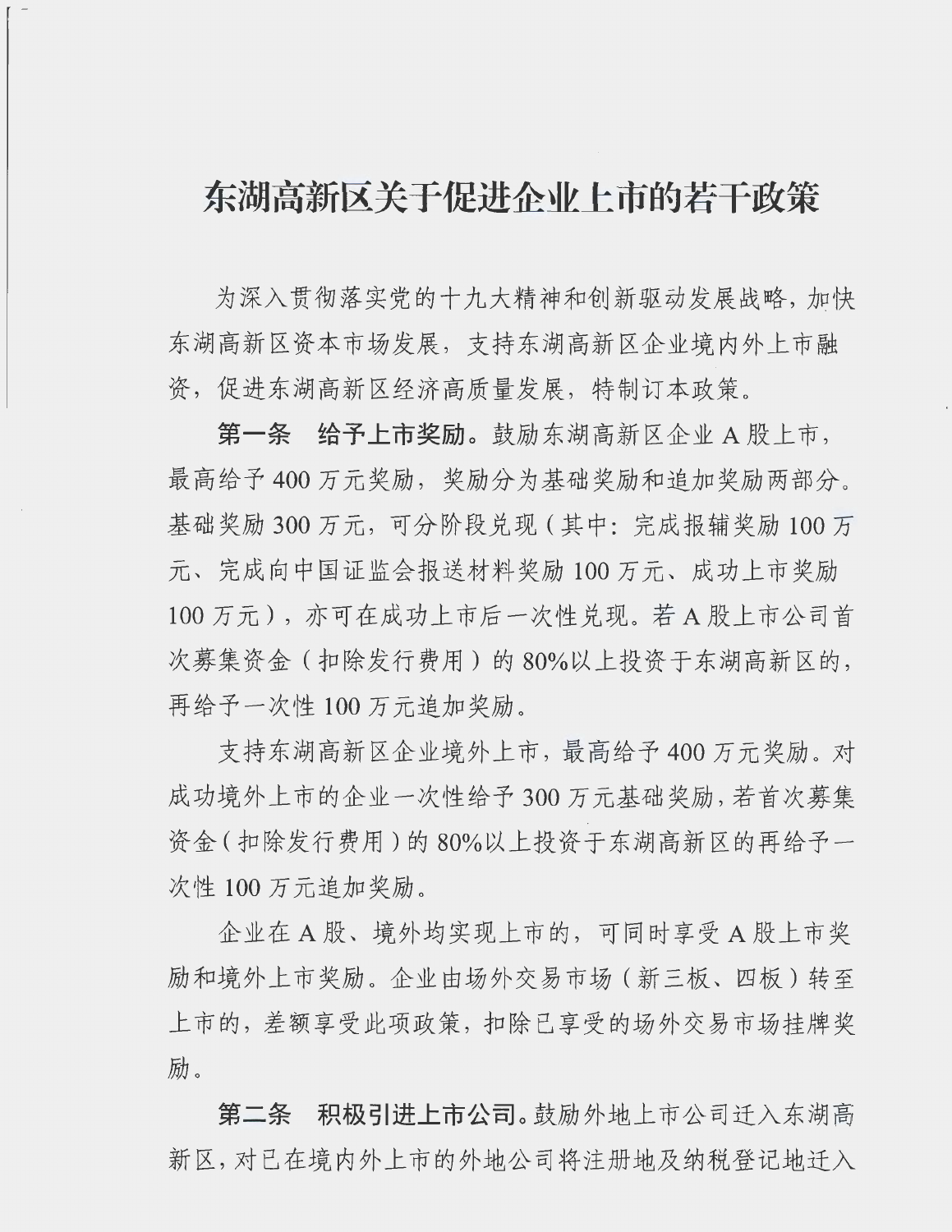# 东湖高新区关于促进企业上市的若干政策

为深入贯彻落实党的十九大精神和创新驱动发展战略，加快东湖高新区资本市场发展，支持东湖高新区企业境内外上市融资，促进东湖高新区经济高质量发展，特制订本政策。

**第一条　给予上市奖励。**鼓励东湖高新区企业 A 股上市，最高给予 400 万元奖励，奖励分为基础奖励和追加奖励两部分。基础奖励 300 万元，可分阶段兑现（其中：完成报辅奖励 100 万元、完成向中国证监会报送材料奖励 100 万元、成功上市奖励 100 万元），亦可在成功上市后一次性兑现。若 A 股上市公司首次募集资金（扣除发行费用）的 80%以上投资于东湖高新区的，再给予一次性 100 万元追加奖励。

支持东湖高新区企业境外上市，最高给予 400 万元奖励。对成功境外上市的企业一次性给予 300 万元基础奖励，若首次募集资金（扣除发行费用）的 80%以上投资于东湖高新区的再给予一次性 100 万元追加奖励。

企业在 A 股、境外均实现上市的，可同时享受 A 股上市奖励和境外上市奖励。企业由场外交易市场（新三板、四板）转至上市的，差额享受此项政策，扣除已享受的场外交易市场挂牌奖励。

**第二条　积极引进上市公司。**鼓励外地上市公司迁入东湖高新区，对已在境内外上市的外地公司将注册地及纳税登记地迁入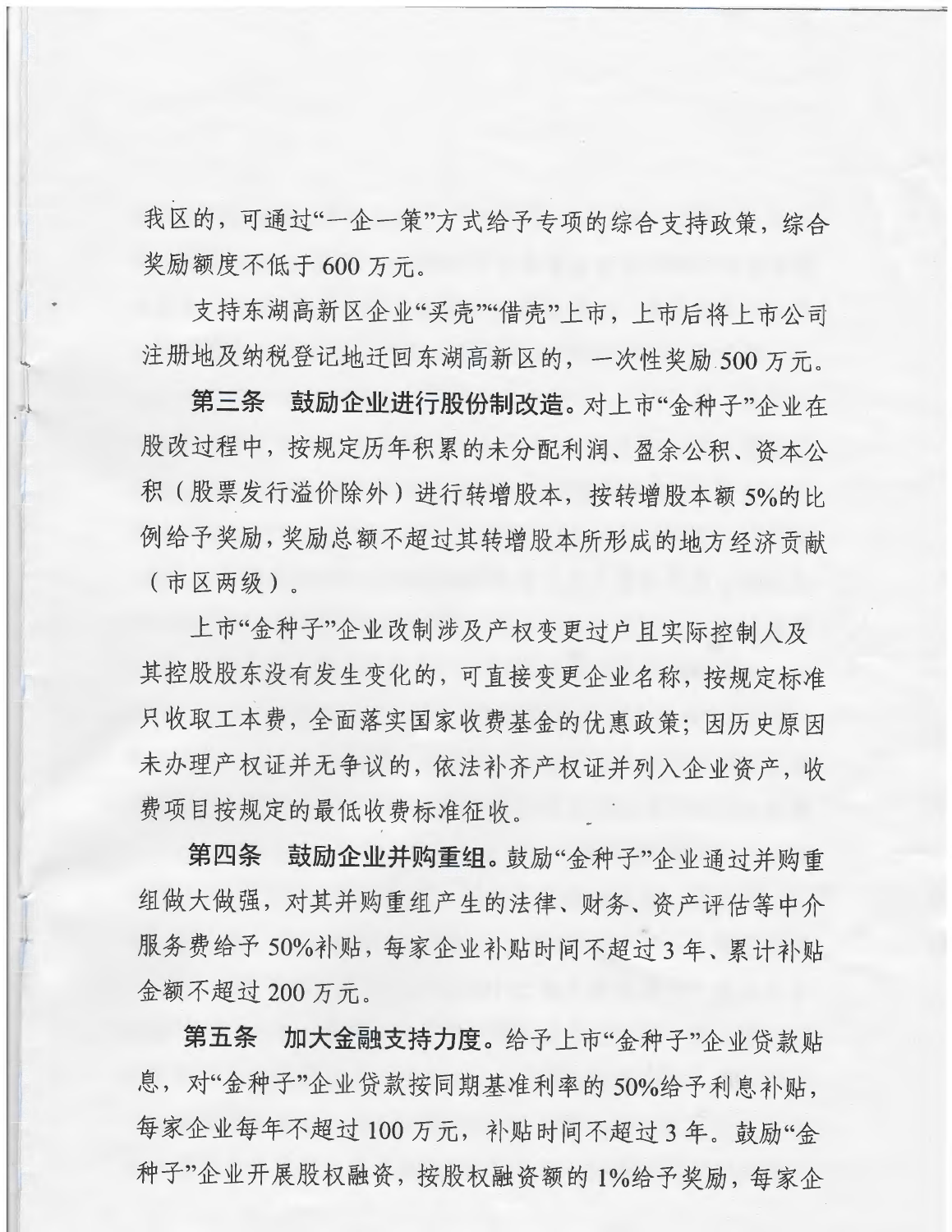我区的，可通过"一企一策"方式给予专项的综合支持政策，综合奖励额度不低于600万元。

支持东湖高新区企业"买壳""借壳"上市，上市后将上市公司注册地及纳税登记地迁回东湖高新区的，一次性奖励500万元。

**第三条　鼓励企业进行股份制改造。**对上市"金种子"企业在股改过程中，按规定历年积累的未分配利润、盈余公积、资本公积（股票发行溢价除外）进行转增股本，按转增股本额5%的比例给予奖励，奖励总额不超过其转增股本所形成的地方经济贡献（市区两级）。

上市"金种子"企业改制涉及产权变更过户且实际控制人及其控股股东没有发生变化的，可直接变更企业名称，按规定标准只收取工本费，全面落实国家收费基金的优惠政策；因历史原因未办理产权证并无争议的，依法补齐产权证并列入企业资产，收费项目按规定的最低收费标准征收。

**第四条　鼓励企业并购重组。**鼓励"金种子"企业通过并购重组做大做强，对其并购重组产生的法律、财务、资产评估等中介服务费给予50%补贴，每家企业补贴时间不超过3年、累计补贴金额不超过200万元。

**第五条　加大金融支持力度。**给予上市"金种子"企业贷款贴息，对"金种子"企业贷款按同期基准利率的50%给予利息补贴，每家企业每年不超过100万元，补贴时间不超过3年。鼓励"金种子"企业开展股权融资，按股权融资额的1%给予奖励，每家企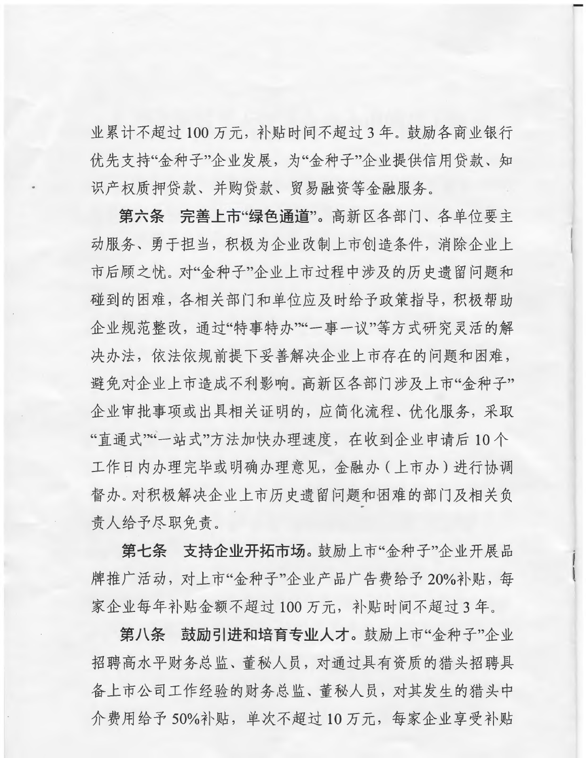业累计不超过 100 万元，补贴时间不超过 3 年。鼓励各商业银行优先支持"金种子"企业发展，为"金种子"企业提供信用贷款、知识产权质押贷款、并购贷款、贸易融资等金融服务。

**第六条　完善上市"绿色通道"。**高新区各部门、各单位要主动服务、勇于担当，积极为企业改制上市创造条件，消除企业上市后顾之忧。对"金种子"企业上市过程中涉及的历史遗留问题和碰到的困难，各相关部门和单位应及时给予政策指导，积极帮助企业规范整改，通过"特事特办""一事一议"等方式研究灵活的解决办法，依法依规前提下妥善解决企业上市存在的问题和困难，避免对企业上市造成不利影响。高新区各部门涉及上市"金种子"企业审批事项或出具相关证明的，应简化流程、优化服务，采取"直通式""一站式"方法加快办理速度，在收到企业申请后 10 个工作日内办理完毕或明确办理意见，金融办（上市办）进行协调督办。对积极解决企业上市历史遗留问题和困难的部门及相关负责人给予尽职免责。

**第七条　支持企业开拓市场。**鼓励上市"金种子"企业开展品牌推广活动，对上市"金种子"企业产品广告费给予 20%补贴，每家企业每年补贴金额不超过 100 万元，补贴时间不超过 3 年。

**第八条　鼓励引进和培育专业人才。**鼓励上市"金种子"企业招聘高水平财务总监、董秘人员，对通过具有资质的猎头招聘具备上市公司工作经验的财务总监、董秘人员，对其发生的猎头中介费用给予 50%补贴，单次不超过 10 万元，每家企业享受补贴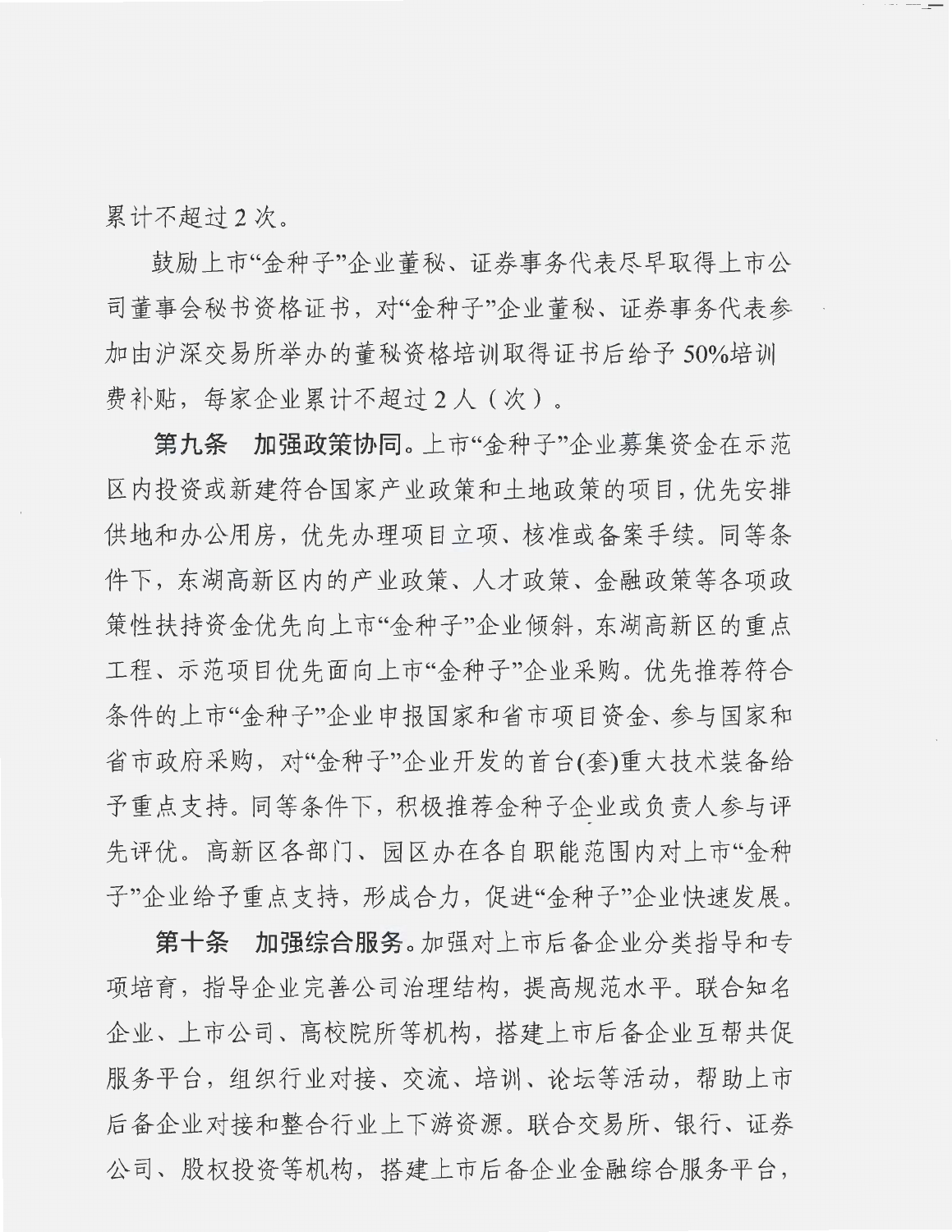累计不超过 2 次。

鼓励上市"金种子"企业董秘、证券事务代表尽早取得上市公司董事会秘书资格证书，对"金种子"企业董秘、证券事务代表参加由沪深交易所举办的董秘资格培训取得证书后给予 50%培训费补贴，每家企业累计不超过 2 人（次）。

**第九条　加强政策协同。**上市"金种子"企业募集资金在示范区内投资或新建符合国家产业政策和土地政策的项目，优先安排供地和办公用房，优先办理项目立项、核准或备案手续。同等条件下，东湖高新区内的产业政策、人才政策、金融政策等各项政策性扶持资金优先向上市"金种子"企业倾斜，东湖高新区的重点工程、示范项目优先面向上市"金种子"企业采购。优先推荐符合条件的上市"金种子"企业申报国家和省市项目资金、参与国家和省市政府采购，对"金种子"企业开发的首台(套)重大技术装备给予重点支持。同等条件下，积极推荐金种子企业或负责人参与评先评优。高新区各部门、园区办在各自职能范围内对上市"金种子"企业给予重点支持，形成合力，促进"金种子"企业快速发展。

**第十条　加强综合服务。**加强对上市后备企业分类指导和专项培育，指导企业完善公司治理结构，提高规范水平。联合知名企业、上市公司、高校院所等机构，搭建上市后备企业互帮共促服务平台，组织行业对接、交流、培训、论坛等活动，帮助上市后备企业对接和整合行业上下游资源。联合交易所、银行、证券公司、股权投资等机构，搭建上市后备企业金融综合服务平台，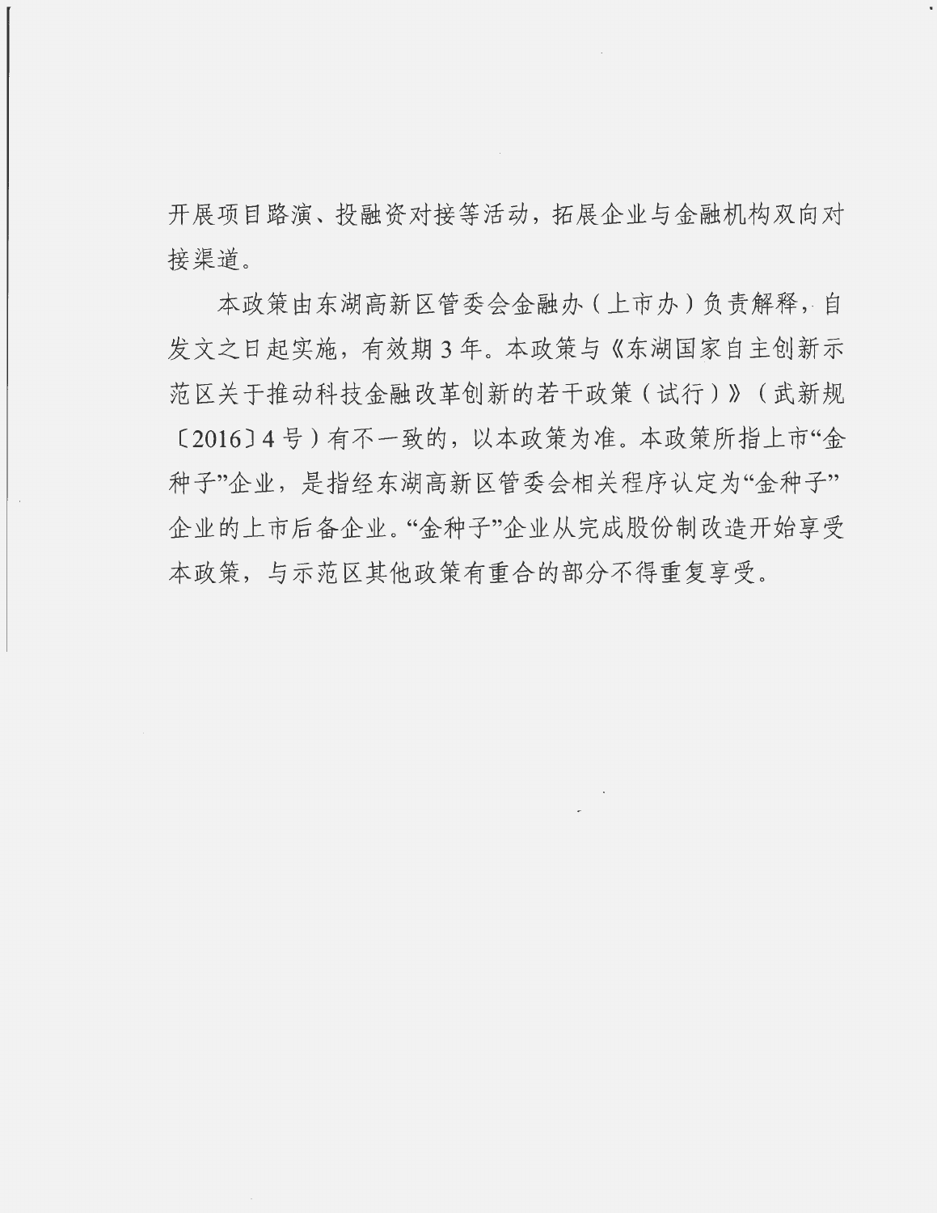开展项目路演、投融资对接等活动，拓展企业与金融机构双向对接渠道。

本政策由东湖高新区管委会金融办（上市办）负责解释，自发文之日起实施，有效期 3 年。本政策与《东湖国家自主创新示范区关于推动科技金融改革创新的若干政策（试行）》（武新规〔2016〕4 号）有不一致的，以本政策为准。本政策所指上市“金种子”企业，是指经东湖高新区管委会相关程序认定为“金种子”企业的上市后备企业。“金种子”企业从完成股份制改造开始享受本政策，与示范区其他政策有重合的部分不得重复享受。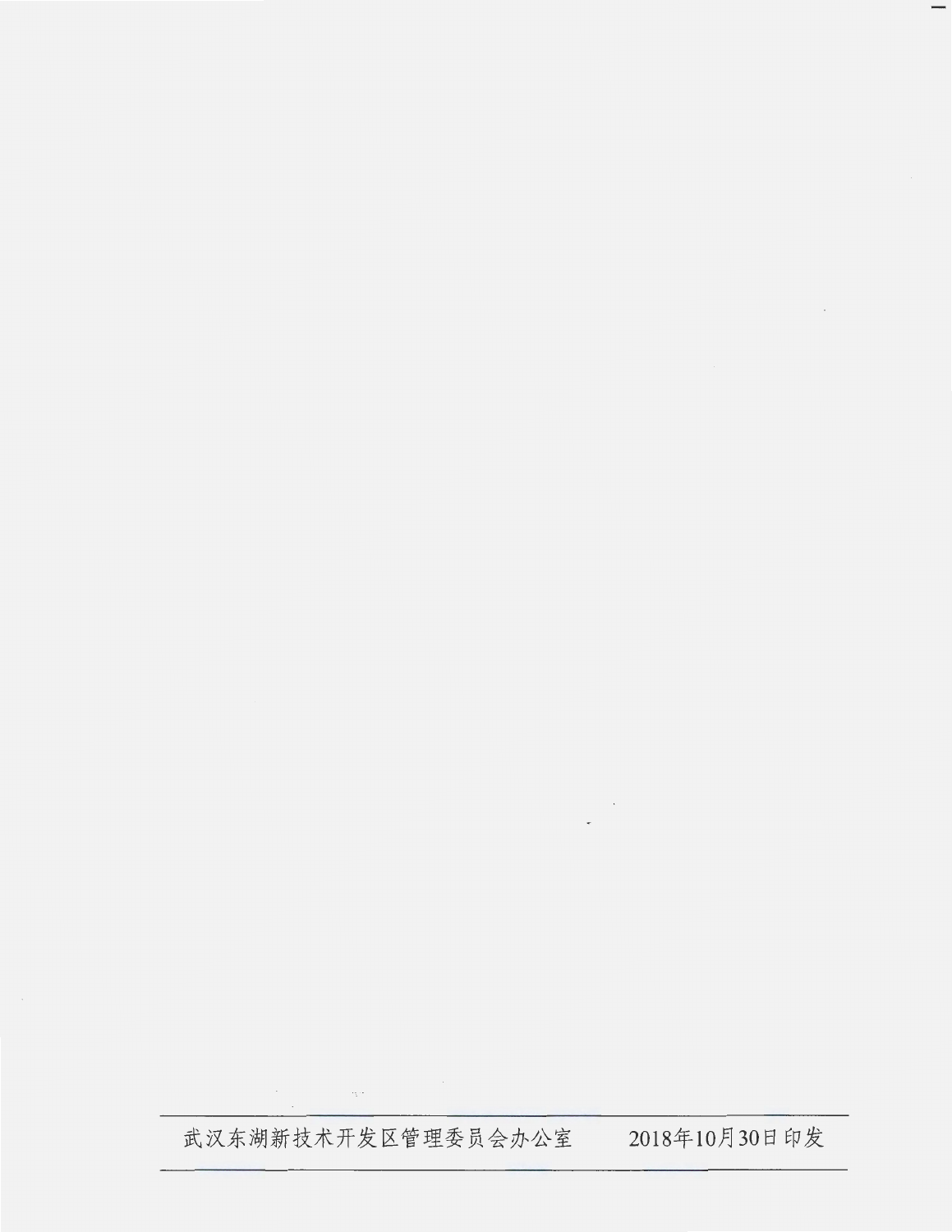武汉东湖新技术开发区管理委员会办公室　　2018年10月30日印发